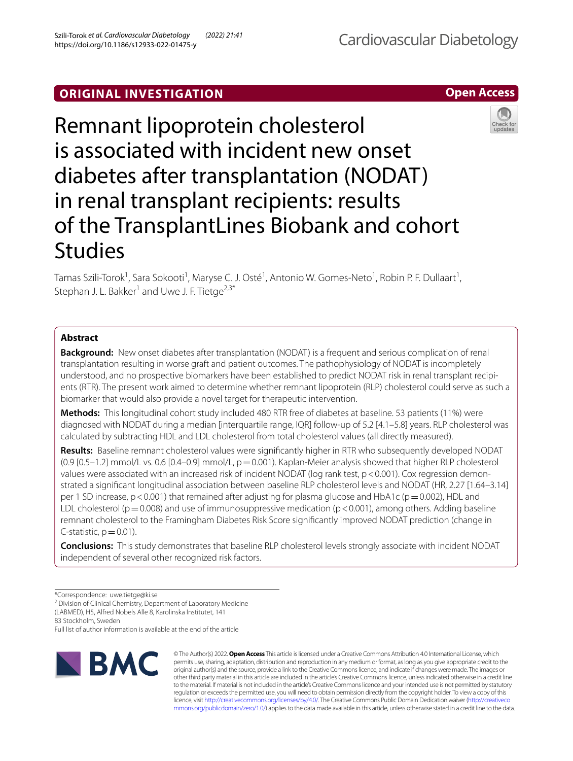ORIGINAL INVESTIGATION

Open Access

# Remnant lipoprotein cholesterol is associated with incident new onset diabetes after transplantation (NODAT) in renal transplant recipients: results of the TransplantLines Biobank and cohort Studies

Tamas Szili-Torok[1], Sara Sokooti[1], Maryse C. J. Osté[1], Antonio W. Gomes-Neto[1], Robin P. F. Dullaart[1], Stephan J. L. Bakker[1] and Uwe J. F. Tietge[2,3*]

## Abstract

**Background:** New onset diabetes after transplantation (NODAT) is a frequent and serious complication of renal transplantation resulting in worse graft and patient outcomes. The pathophysiology of NODAT is incompletely understood, and no prospective biomarkers have been established to predict NODAT risk in renal transplant recipients (RTR). The present work aimed to determine whether remnant lipoprotein (RLP) cholesterol could serve as such a biomarker that would also provide a novel target for therapeutic intervention.

**Methods:** This longitudinal cohort study included 480 RTR free of diabetes at baseline. 53 patients (11%) were diagnosed with NODAT during a median [interquartile range, IQR] follow-up of 5.2 [4.1–5.8] years. RLP cholesterol was calculated by subtracting HDL and LDL cholesterol from total cholesterol values (all directly measured).

**Results:** Baseline remnant cholesterol values were significantly higher in RTR who subsequently developed NODAT (0.9 [0.5–1.2] mmol/L vs. 0.6 [0.4–0.9] mmol/L, $p = 0.001$). Kaplan-Meier analysis showed that higher RLP cholesterol values were associated with an increased risk of incident NODAT (log rank test, $p < 0.001$). Cox regression demonstrated a significant longitudinal association between baseline RLP cholesterol levels and NODAT (HR, 2.27 [1.64–3.14] per 1 SD increase, $p < 0.001$) that remained after adjusting for plasma glucose and HbA1c ($p = 0.002$), HDL and LDL cholesterol ($p = 0.008$) and use of immunosuppressive medication ($p < 0.001$), among others. Adding baseline remnant cholesterol to the Framingham Diabetes Risk Score significantly improved NODAT prediction (change in C-statistic, $p = 0.01$).

**Conclusions:** This study demonstrates that baseline RLP cholesterol levels strongly associate with incident NODAT independent of several other recognized risk factors.

*Correspondence: uwe.tietge@ki.se
[2] Division of Clinical Chemistry, Department of Laboratory Medicine (LABMED), H5, Alfred Nobels Alle 8, Karolinska Institutet, 141 83 Stockholm, Sweden
Full list of author information is available at the end of the article

© The Author(s) 2022. **Open Access** This article is licensed under a Creative Commons Attribution 4.0 International License, which permits use, sharing, adaptation, distribution and reproduction in any medium or format, as long as you give appropriate credit to the original author(s) and the source, provide a link to the Creative Commons licence, and indicate if changes were made. The images or other third party material in this article are included in the article's Creative Commons licence, unless indicated otherwise in a credit line to the material. If material is not included in the article's Creative Commons licence and your intended use is not permitted by statutory regulation or exceeds the permitted use, you will need to obtain permission directly from the copyright holder. To view a copy of this licence, visit http://creativecommons.org/licenses/by/4.0/. The Creative Commons Public Domain Dedication waiver (http://creativecommons.org/publicdomain/zero/1.0/) applies to the data made available in this article, unless otherwise stated in a credit line to the data.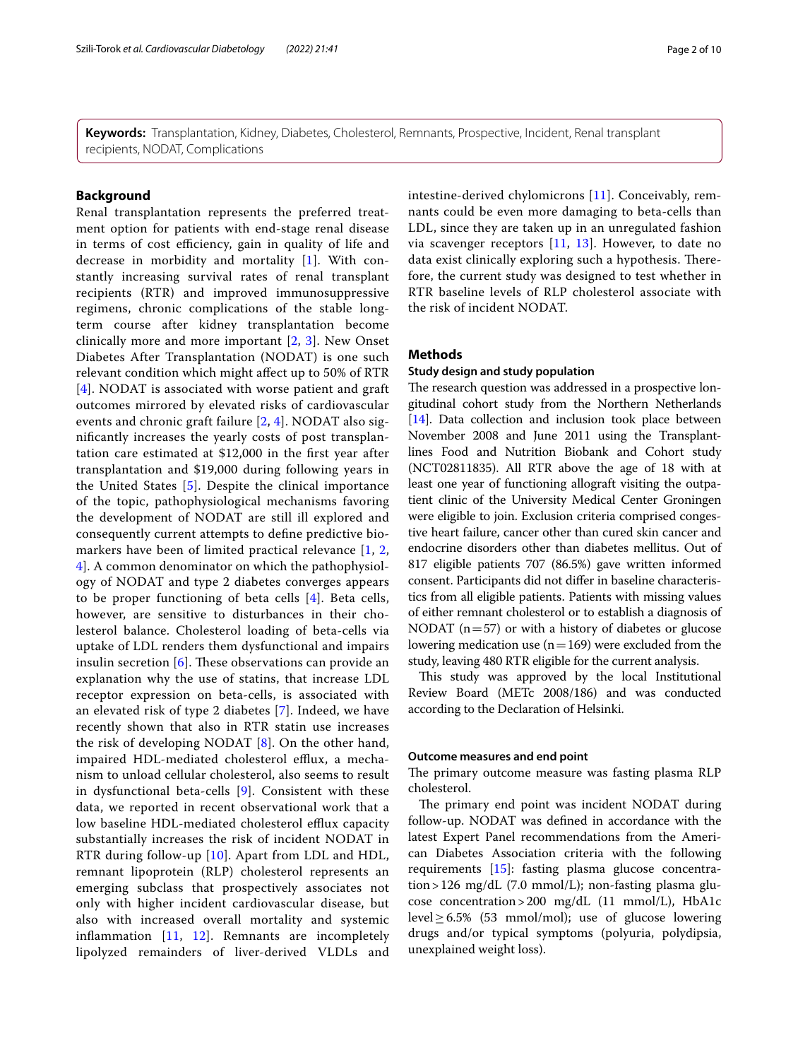**Keywords:** Transplantation, Kidney, Diabetes, Cholesterol, Remnants, Prospective, Incident, Renal transplant recipients, NODAT, Complications

## Background

Renal transplantation represents the preferred treatment option for patients with end-stage renal disease in terms of cost efficiency, gain in quality of life and decrease in morbidity and mortality [1]. With constantly increasing survival rates of renal transplant recipients (RTR) and improved immunosuppressive regimens, chronic complications of the stable long-term course after kidney transplantation become clinically more and more important [2, 3]. New Onset Diabetes After Transplantation (NODAT) is one such relevant condition which might affect up to 50% of RTR [4]. NODAT is associated with worse patient and graft outcomes mirrored by elevated risks of cardiovascular events and chronic graft failure [2, 4]. NODAT also significantly increases the yearly costs of post transplantation care estimated at $12,000 in the first year after transplantation and $19,000 during following years in the United States [5]. Despite the clinical importance of the topic, pathophysiological mechanisms favoring the development of NODAT are still ill explored and consequently current attempts to define predictive biomarkers have been of limited practical relevance [1, 2, 4]. A common denominator on which the pathophysiology of NODAT and type 2 diabetes converges appears to be proper functioning of beta cells [4]. Beta cells, however, are sensitive to disturbances in their cholesterol balance. Cholesterol loading of beta-cells via uptake of LDL renders them dysfunctional and impairs insulin secretion [6]. These observations can provide an explanation why the use of statins, that increase LDL receptor expression on beta-cells, is associated with an elevated risk of type 2 diabetes [7]. Indeed, we have recently shown that also in RTR statin use increases the risk of developing NODAT [8]. On the other hand, impaired HDL-mediated cholesterol efflux, a mechanism to unload cellular cholesterol, also seems to result in dysfunctional beta-cells [9]. Consistent with these data, we reported in recent observational work that a low baseline HDL-mediated cholesterol efflux capacity substantially increases the risk of incident NODAT in RTR during follow-up [10]. Apart from LDL and HDL, remnant lipoprotein (RLP) cholesterol represents an emerging subclass that prospectively associates not only with higher incident cardiovascular disease, but also with increased overall mortality and systemic inflammation [11, 12]. Remnants are incompletely lipolyzed remainders of liver-derived VLDLs and intestine-derived chylomicrons [11]. Conceivably, remnants could be even more damaging to beta-cells than LDL, since they are taken up in an unregulated fashion via scavenger receptors [11, 13]. However, to date no data exist clinically exploring such a hypothesis. Therefore, the current study was designed to test whether in RTR baseline levels of RLP cholesterol associate with the risk of incident NODAT.

## Methods

### Study design and study population

The research question was addressed in a prospective longitudinal cohort study from the Northern Netherlands [14]. Data collection and inclusion took place between November 2008 and June 2011 using the Transplantlines Food and Nutrition Biobank and Cohort study (NCT02811835). All RTR above the age of 18 with at least one year of functioning allograft visiting the outpatient clinic of the University Medical Center Groningen were eligible to join. Exclusion criteria comprised congestive heart failure, cancer other than cured skin cancer and endocrine disorders other than diabetes mellitus. Out of 817 eligible patients 707 (86.5%) gave written informed consent. Participants did not differ in baseline characteristics from all eligible patients. Patients with missing values of either remnant cholesterol or to establish a diagnosis of NODAT (n = 57) or with a history of diabetes or glucose lowering medication use (n = 169) were excluded from the study, leaving 480 RTR eligible for the current analysis.

This study was approved by the local Institutional Review Board (METc 2008/186) and was conducted according to the Declaration of Helsinki.

### Outcome measures and end point

The primary outcome measure was fasting plasma RLP cholesterol.

The primary end point was incident NODAT during follow-up. NODAT was defined in accordance with the latest Expert Panel recommendations from the American Diabetes Association criteria with the following requirements [15]: fasting plasma glucose concentration > 126 mg/dL (7.0 mmol/L); non-fasting plasma glucose concentration > 200 mg/dL (11 mmol/L), HbA1c level ≥ 6.5% (53 mmol/mol); use of glucose lowering drugs and/or typical symptoms (polyuria, polydipsia, unexplained weight loss).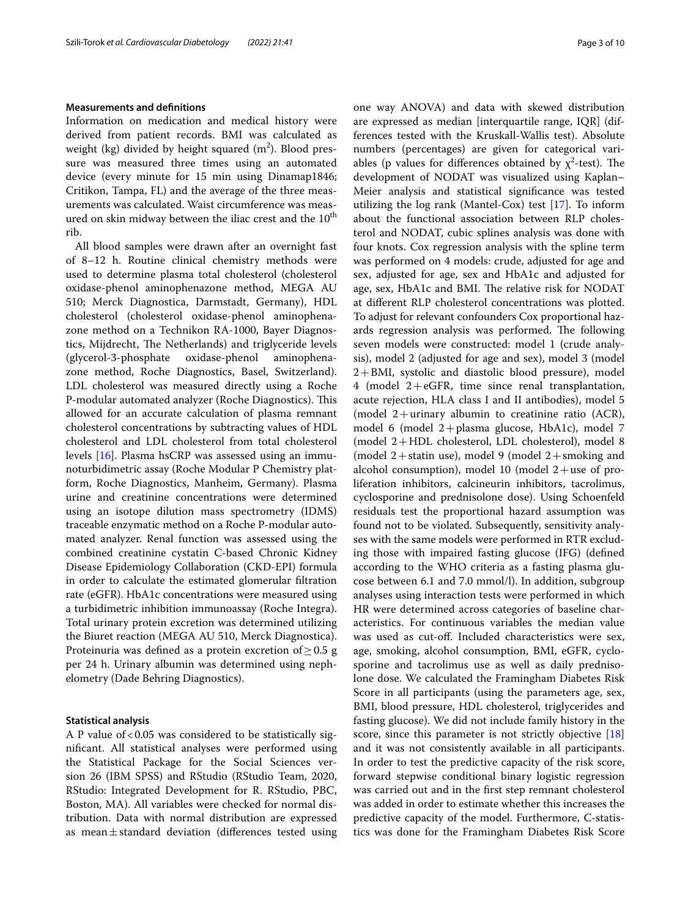### Measurements and definitions

Information on medication and medical history were derived from patient records. BMI was calculated as weight (kg) divided by height squared ($m^2$). Blood pressure was measured three times using an automated device (every minute for 15 min using Dinamap1846; Critikon, Tampa, FL) and the average of the three measurements was calculated. Waist circumference was measured on skin midway between the iliac crest and the $10^{th}$ rib.

All blood samples were drawn after an overnight fast of 8–12 h. Routine clinical chemistry methods were used to determine plasma total cholesterol (cholesterol oxidase-phenol aminophenazone method, MEGA AU 510; Merck Diagnostica, Darmstadt, Germany), HDL cholesterol (cholesterol oxidase-phenol aminophenazone method on a Technikon RA-1000, Bayer Diagnostics, Mijdrecht, The Netherlands) and triglyceride levels (glycerol-3-phosphate oxidase-phenol aminophenazone method, Roche Diagnostics, Basel, Switzerland). LDL cholesterol was measured directly using a Roche P-modular automated analyzer (Roche Diagnostics). This allowed for an accurate calculation of plasma remnant cholesterol concentrations by subtracting values of HDL cholesterol and LDL cholesterol from total cholesterol levels [16]. Plasma hsCRP was assessed using an immunoturbidimetric assay (Roche Modular P Chemistry platform, Roche Diagnostics, Manheim, Germany). Plasma urine and creatinine concentrations were determined using an isotope dilution mass spectrometry (IDMS) traceable enzymatic method on a Roche P-modular automated analyzer. Renal function was assessed using the combined creatinine cystatin C-based Chronic Kidney Disease Epidemiology Collaboration (CKD-EPI) formula in order to calculate the estimated glomerular filtration rate (eGFR). HbA1c concentrations were measured using a turbidimetric inhibition immunoassay (Roche Integra). Total urinary protein excretion was determined utilizing the Biuret reaction (MEGA AU 510, Merck Diagnostica). Proteinuria was defined as a protein excretion of $\geq 0.5$ g per 24 h. Urinary albumin was determined using nephelometry (Dade Behring Diagnostics).

### Statistical analysis

A P value of $< 0.05$ was considered to be statistically significant. All statistical analyses were performed using the Statistical Package for the Social Sciences version 26 (IBM SPSS) and RStudio (RStudio Team, 2020, RStudio: Integrated Development for R. RStudio, PBC, Boston, MA). All variables were checked for normal distribution. Data with normal distribution are expressed as mean ± standard deviation (differences tested using one way ANOVA) and data with skewed distribution are expressed as median [interquartile range, IQR] (differences tested with the Kruskall-Wallis test). Absolute numbers (percentages) are given for categorical variables (p values for differences obtained by $\chi^2$-test). The development of NODAT was visualized using Kaplan–Meier analysis and statistical significance was tested utilizing the log rank (Mantel-Cox) test [17]. To inform about the functional association between RLP cholesterol and NODAT, cubic splines analysis was done with four knots. Cox regression analysis with the spline term was performed on 4 models: crude, adjusted for age and sex, adjusted for age, sex and HbA1c and adjusted for age, sex, HbA1c and BMI. The relative risk for NODAT at different RLP cholesterol concentrations was plotted. To adjust for relevant confounders Cox proportional hazards regression analysis was performed. The following seven models were constructed: model 1 (crude analysis), model 2 (adjusted for age and sex), model 3 (model 2 + BMI, systolic and diastolic blood pressure), model 4 (model 2 + eGFR, time since renal transplantation, acute rejection, HLA class I and II antibodies), model 5 (model 2 + urinary albumin to creatinine ratio (ACR), model 6 (model 2 + plasma glucose, HbA1c), model 7 (model 2 + HDL cholesterol, LDL cholesterol), model 8 (model 2 + statin use), model 9 (model 2 + smoking and alcohol consumption), model 10 (model 2 + use of proliferation inhibitors, calcineurin inhibitors, tacrolimus, cyclosporine and prednisolone dose). Using Schoenfeld residuals test the proportional hazard assumption was found not to be violated. Subsequently, sensitivity analyses with the same models were performed in RTR excluding those with impaired fasting glucose (IFG) (defined according to the WHO criteria as a fasting plasma glucose between 6.1 and 7.0 mmol/l). In addition, subgroup analyses using interaction tests were performed in which HR were determined across categories of baseline characteristics. For continuous variables the median value was used as cut-off. Included characteristics were sex, age, smoking, alcohol consumption, BMI, eGFR, cyclosporine and tacrolimus use as well as daily prednisolone dose. We calculated the Framingham Diabetes Risk Score in all participants (using the parameters age, sex, BMI, blood pressure, HDL cholesterol, triglycerides and fasting glucose). We did not include family history in the score, since this parameter is not strictly objective [18] and it was not consistently available in all participants. In order to test the predictive capacity of the risk score, forward stepwise conditional binary logistic regression was carried out and in the first step remnant cholesterol was added in order to estimate whether this increases the predictive capacity of the model. Furthermore, C-statistics was done for the Framingham Diabetes Risk Score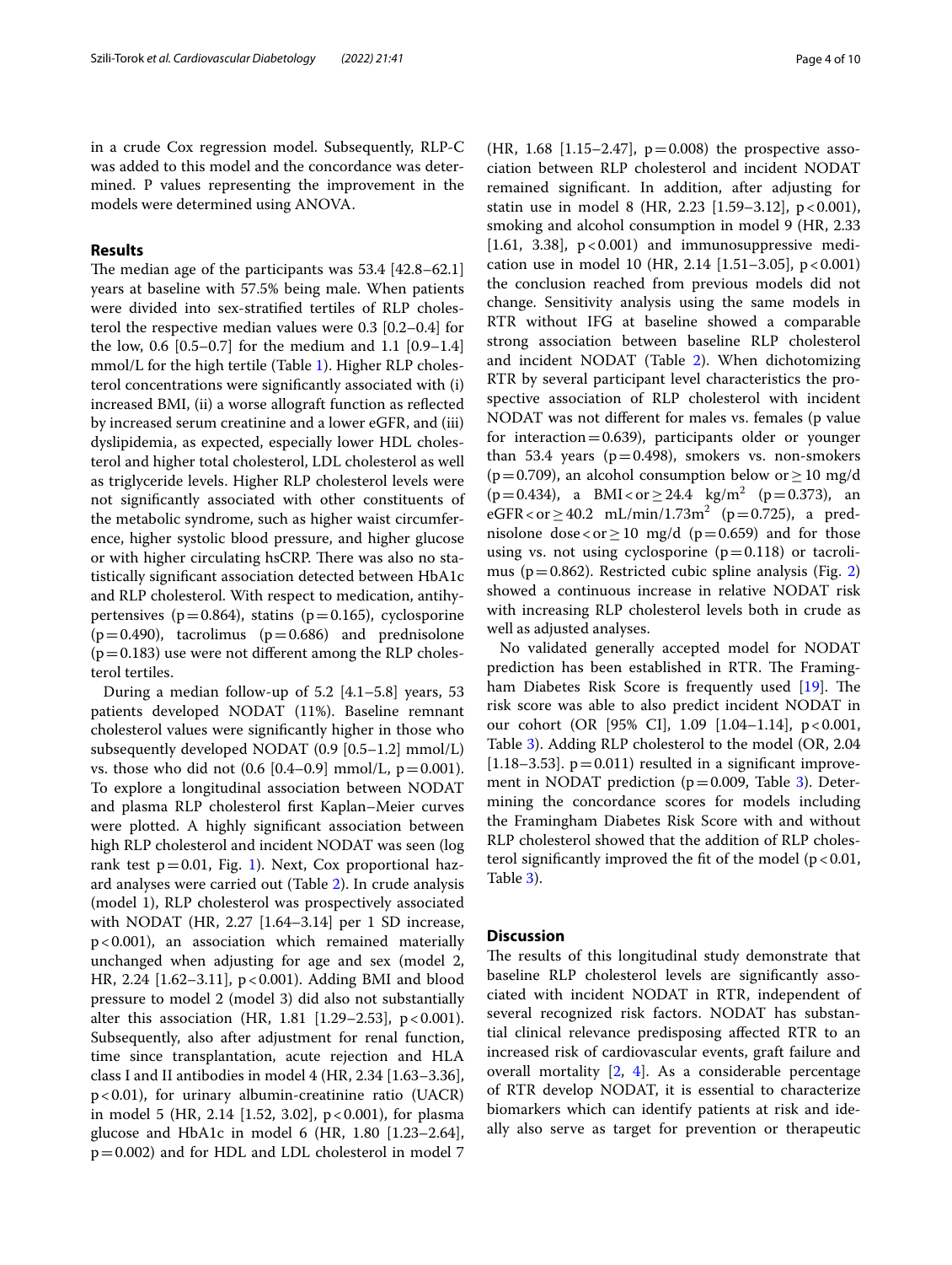in a crude Cox regression model. Subsequently, RLP-C was added to this model and the concordance was determined. P values representing the improvement in the models were determined using ANOVA.

## Results

The median age of the participants was 53.4 [42.8–62.1] years at baseline with 57.5% being male. When patients were divided into sex-stratified tertiles of RLP cholesterol the respective median values were 0.3 [0.2–0.4] for the low, 0.6 [0.5–0.7] for the medium and 1.1 [0.9–1.4] mmol/L for the high tertile (Table 1). Higher RLP cholesterol concentrations were significantly associated with (i) increased BMI, (ii) a worse allograft function as reflected by increased serum creatinine and a lower eGFR, and (iii) dyslipidemia, as expected, especially lower HDL cholesterol and higher total cholesterol, LDL cholesterol as well as triglyceride levels. Higher RLP cholesterol levels were not significantly associated with other constituents of the metabolic syndrome, such as higher waist circumference, higher systolic blood pressure, and higher glucose or with higher circulating hsCRP. There was also no statistically significant association detected between HbA1c and RLP cholesterol. With respect to medication, antihypertensives ($p=0.864$), statins ($p=0.165$), cyclosporine ($p=0.490$), tacrolimus ($p=0.686$) and prednisolone ($p=0.183$) use were not different among the RLP cholesterol tertiles.

During a median follow-up of 5.2 [4.1–5.8] years, 53 patients developed NODAT (11%). Baseline remnant cholesterol values were significantly higher in those who subsequently developed NODAT (0.9 [0.5–1.2] mmol/L) vs. those who did not (0.6 [0.4–0.9] mmol/L, $p=0.001$). To explore a longitudinal association between NODAT and plasma RLP cholesterol first Kaplan–Meier curves were plotted. A highly significant association between high RLP cholesterol and incident NODAT was seen (log rank test $p=0.01$, Fig. 1). Next, Cox proportional hazard analyses were carried out (Table 2). In crude analysis (model 1), RLP cholesterol was prospectively associated with NODAT (HR, 2.27 [1.64–3.14] per 1 SD increase, $p<0.001$), an association which remained materially unchanged when adjusting for age and sex (model 2, HR, 2.24 [1.62–3.11], $p<0.001$). Adding BMI and blood pressure to model 2 (model 3) did also not substantially alter this association (HR, 1.81 [1.29–2.53], $p<0.001$). Subsequently, also after adjustment for renal function, time since transplantation, acute rejection and HLA class I and II antibodies in model 4 (HR, 2.34 [1.63–3.36], $p<0.01$), for urinary albumin-creatinine ratio (UACR) in model 5 (HR, 2.14 [1.52, 3.02], $p<0.001$), for plasma glucose and HbA1c in model 6 (HR, 1.80 [1.23–2.64], $p=0.002$) and for HDL and LDL cholesterol in model 7 (HR, 1.68 [1.15–2.47], $p=0.008$) the prospective association between RLP cholesterol and incident NODAT remained significant. In addition, after adjusting for statin use in model 8 (HR, 2.23 [1.59–3.12], $p<0.001$), smoking and alcohol consumption in model 9 (HR, 2.33 [1.61, 3.38], $p<0.001$) and immunosuppressive medication use in model 10 (HR, 2.14 [1.51–3.05], $p<0.001$) the conclusion reached from previous models did not change. Sensitivity analysis using the same models in RTR without IFG at baseline showed a comparable strong association between baseline RLP cholesterol and incident NODAT (Table 2). When dichotomizing RTR by several participant level characteristics the prospective association of RLP cholesterol with incident NODAT was not different for males vs. females (p value for interaction $=0.639$), participants older or younger than 53.4 years ($p=0.498$), smokers vs. non-smokers ($p=0.709$), an alcohol consumption below or $\geq 10$ mg/d ($p=0.434$), a BMI $<$ or $\geq 24.4$ kg/m$^2$ ($p=0.373$), an eGFR $<$ or $\geq 40.2$ mL/min/1.73m$^2$ ($p=0.725$), a prednisolone dose $<$ or $\geq 10$ mg/d ($p=0.659$) and for those using vs. not using cyclosporine ($p=0.118$) or tacrolimus ($p=0.862$). Restricted cubic spline analysis (Fig. 2) showed a continuous increase in relative NODAT risk with increasing RLP cholesterol levels both in crude as well as adjusted analyses.

No validated generally accepted model for NODAT prediction has been established in RTR. The Framingham Diabetes Risk Score is frequently used [19]. The risk score was able to also predict incident NODAT in our cohort (OR [95% CI], 1.09 [1.04–1.14], $p<0.001$, Table 3). Adding RLP cholesterol to the model (OR, 2.04 [1.18–3.53]. $p=0.011$) resulted in a significant improvement in NODAT prediction ($p=0.009$, Table 3). Determining the concordance scores for models including the Framingham Diabetes Risk Score with and without RLP cholesterol showed that the addition of RLP cholesterol significantly improved the fit of the model ($p<0.01$, Table 3).

## Discussion

The results of this longitudinal study demonstrate that baseline RLP cholesterol levels are significantly associated with incident NODAT in RTR, independent of several recognized risk factors. NODAT has substantial clinical relevance predisposing affected RTR to an increased risk of cardiovascular events, graft failure and overall mortality [2, 4]. As a considerable percentage of RTR develop NODAT, it is essential to characterize biomarkers which can identify patients at risk and ideally also serve as target for prevention or therapeutic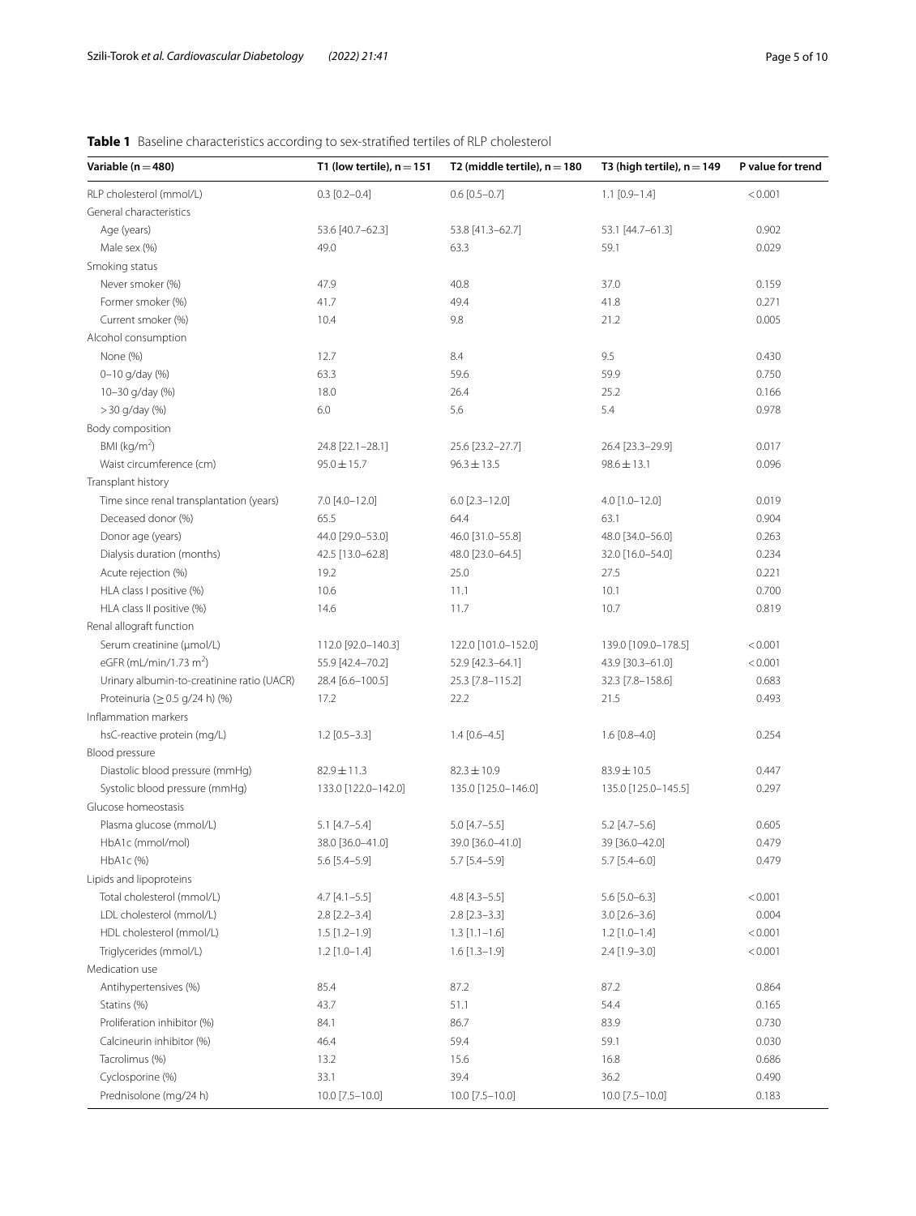**Table 1** Baseline characteristics according to sex-stratified tertiles of RLP cholesterol

| Variable (n = 480) | T1 (low tertile), n = 151 | T2 (middle tertile), n = 180 | T3 (high tertile), n = 149 | P value for trend |
|---|---|---|---|---|
| RLP cholesterol (mmol/L) | 0.3 [0.2–0.4] | 0.6 [0.5–0.7] | 1.1 [0.9–1.4] | < 0.001 |
| General characteristics | | | | |
| Age (years) | 53.6 [40.7–62.3] | 53.8 [41.3–62.7] | 53.1 [44.7–61.3] | 0.902 |
| Male sex (%) | 49.0 | 63.3 | 59.1 | 0.029 |
| Smoking status | | | | |
| Never smoker (%) | 47.9 | 40.8 | 37.0 | 0.159 |
| Former smoker (%) | 41.7 | 49.4 | 41.8 | 0.271 |
| Current smoker (%) | 10.4 | 9.8 | 21.2 | 0.005 |
| Alcohol consumption | | | | |
| None (%) | 12.7 | 8.4 | 9.5 | 0.430 |
| 0–10 g/day (%) | 63.3 | 59.6 | 59.9 | 0.750 |
| 10–30 g/day (%) | 18.0 | 26.4 | 25.2 | 0.166 |
| > 30 g/day (%) | 6.0 | 5.6 | 5.4 | 0.978 |
| Body composition | | | | |
| BMI (kg/m$^2$) | 24.8 [22.1–28.1] | 25.6 [23.2–27.7] | 26.4 [23.3–29.9] | 0.017 |
| Waist circumference (cm) | 95.0 ± 15.7 | 96.3 ± 13.5 | 98.6 ± 13.1 | 0.096 |
| Transplant history | | | | |
| Time since renal transplantation (years) | 7.0 [4.0–12.0] | 6.0 [2.3–12.0] | 4.0 [1.0–12.0] | 0.019 |
| Deceased donor (%) | 65.5 | 64.4 | 63.1 | 0.904 |
| Donor age (years) | 44.0 [29.0–53.0] | 46.0 [31.0–55.8] | 48.0 [34.0–56.0] | 0.263 |
| Dialysis duration (months) | 42.5 [13.0–62.8] | 48.0 [23.0–64.5] | 32.0 [16.0–54.0] | 0.234 |
| Acute rejection (%) | 19.2 | 25.0 | 27.5 | 0.221 |
| HLA class I positive (%) | 10.6 | 11.1 | 10.1 | 0.700 |
| HLA class II positive (%) | 14.6 | 11.7 | 10.7 | 0.819 |
| Renal allograft function | | | | |
| Serum creatinine (μmol/L) | 112.0 [92.0–140.3] | 122.0 [101.0–152.0] | 139.0 [109.0–178.5] | < 0.001 |
| eGFR (mL/min/1.73 m$^2$) | 55.9 [42.4–70.2] | 52.9 [42.3–64.1] | 43.9 [30.3–61.0] | < 0.001 |
| Urinary albumin-to-creatinine ratio (UACR) | 28.4 [6.6–100.5] | 25.3 [7.8–115.2] | 32.3 [7.8–158.6] | 0.683 |
| Proteinuria (≥ 0.5 g/24 h) (%) | 17.2 | 22.2 | 21.5 | 0.493 |
| Inflammation markers | | | | |
| hsC-reactive protein (mg/L) | 1.2 [0.5–3.3] | 1.4 [0.6–4.5] | 1.6 [0.8–4.0] | 0.254 |
| Blood pressure | | | | |
| Diastolic blood pressure (mmHg) | 82.9 ± 11.3 | 82.3 ± 10.9 | 83.9 ± 10.5 | 0.447 |
| Systolic blood pressure (mmHg) | 133.0 [122.0–142.0] | 135.0 [125.0–146.0] | 135.0 [125.0–145.5] | 0.297 |
| Glucose homeostasis | | | | |
| Plasma glucose (mmol/L) | 5.1 [4.7–5.4] | 5.0 [4.7–5.5] | 5.2 [4.7–5.6] | 0.605 |
| HbA1c (mmol/mol) | 38.0 [36.0–41.0] | 39.0 [36.0–41.0] | 39 [36.0–42.0] | 0.479 |
| HbA1c (%) | 5.6 [5.4–5.9] | 5.7 [5.4–5.9] | 5.7 [5.4–6.0] | 0.479 |
| Lipids and lipoproteins | | | | |
| Total cholesterol (mmol/L) | 4.7 [4.1–5.5] | 4.8 [4.3–5.5] | 5.6 [5.0–6.3] | < 0.001 |
| LDL cholesterol (mmol/L) | 2.8 [2.2–3.4] | 2.8 [2.3–3.3] | 3.0 [2.6–3.6] | 0.004 |
| HDL cholesterol (mmol/L) | 1.5 [1.2–1.9] | 1.3 [1.1–1.6] | 1.2 [1.0–1.4] | < 0.001 |
| Triglycerides (mmol/L) | 1.2 [1.0–1.4] | 1.6 [1.3–1.9] | 2.4 [1.9–3.0] | < 0.001 |
| Medication use | | | | |
| Antihypertensives (%) | 85.4 | 87.2 | 87.2 | 0.864 |
| Statins (%) | 43.7 | 51.1 | 54.4 | 0.165 |
| Proliferation inhibitor (%) | 84.1 | 86.7 | 83.9 | 0.730 |
| Calcineurin inhibitor (%) | 46.4 | 59.4 | 59.1 | 0.030 |
| Tacrolimus (%) | 13.2 | 15.6 | 16.8 | 0.686 |
| Cyclosporine (%) | 33.1 | 39.4 | 36.2 | 0.490 |
| Prednisolone (mg/24 h) | 10.0 [7.5–10.0] | 10.0 [7.5–10.0] | 10.0 [7.5–10.0] | 0.183 |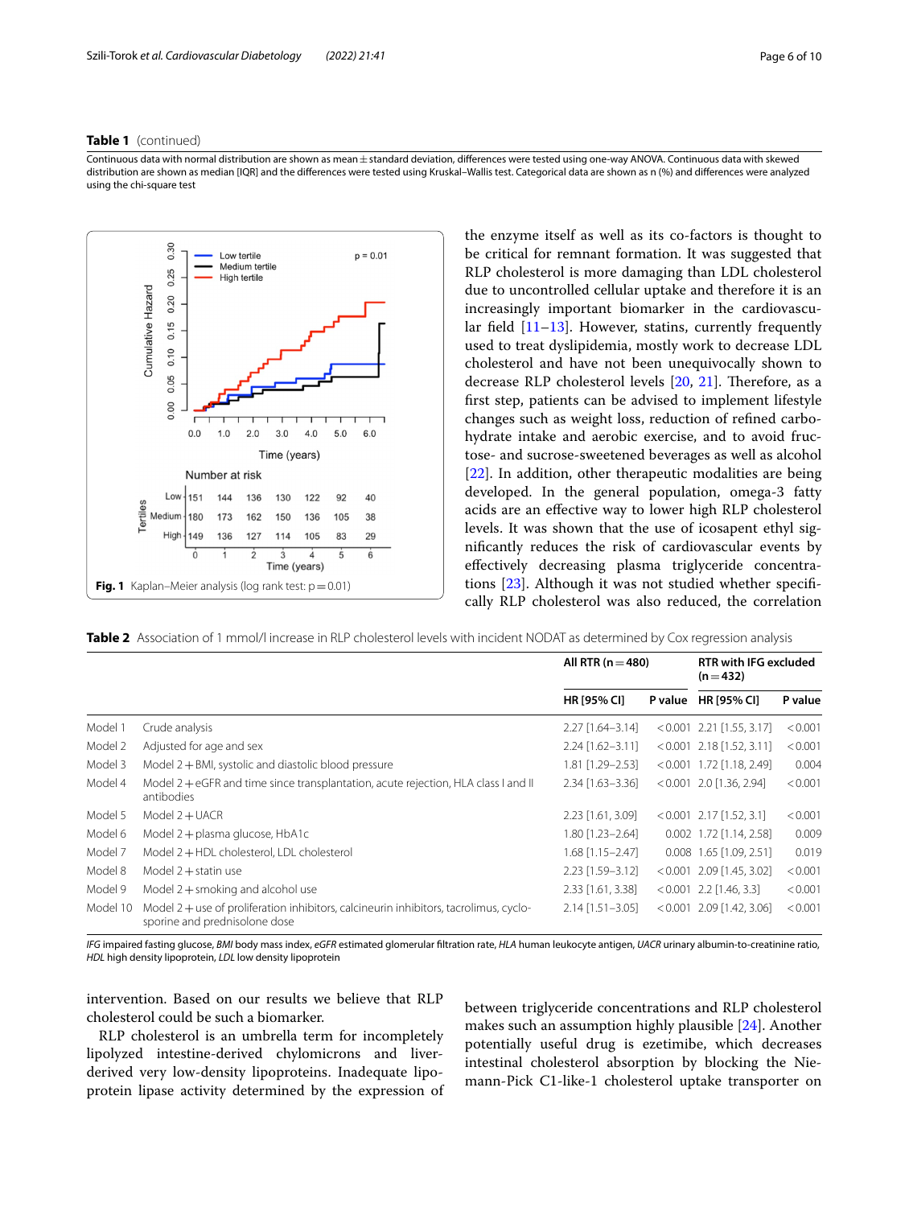**Table 1** (continued)

Continuous data with normal distribution are shown as mean ± standard deviation, differences were tested using one-way ANOVA. Continuous data with skewed distribution are shown as median [IQR] and the differences were tested using Kruskal–Wallis test. Categorical data are shown as n (%) and differences were analyzed using the chi-square test

**Fig. 1** Kaplan–Meier analysis (log rank test: p = 0.01)

the enzyme itself as well as its co-factors is thought to be critical for remnant formation. It was suggested that RLP cholesterol is more damaging than LDL cholesterol due to uncontrolled cellular uptake and therefore it is an increasingly important biomarker in the cardiovascular field [11–13]. However, statins, currently frequently used to treat dyslipidemia, mostly work to decrease LDL cholesterol and have not been unequivocally shown to decrease RLP cholesterol levels [20, 21]. Therefore, as a first step, patients can be advised to implement lifestyle changes such as weight loss, reduction of refined carbohydrate intake and aerobic exercise, and to avoid fructose- and sucrose-sweetened beverages as well as alcohol [22]. In addition, other therapeutic modalities are being developed. In the general population, omega-3 fatty acids are an effective way to lower high RLP cholesterol levels. It was shown that the use of icosapent ethyl significantly reduces the risk of cardiovascular events by effectively decreasing plasma triglyceride concentrations [23]. Although it was not studied whether specifically RLP cholesterol was also reduced, the correlation between triglyceride concentrations and RLP cholesterol makes such an assumption highly plausible [24]. Another potentially useful drug is ezetimibe, which decreases intestinal cholesterol absorption by blocking the Niemann-Pick C1-like-1 cholesterol uptake transporter on

**Table 2** Association of 1 mmol/l increase in RLP cholesterol levels with incident NODAT as determined by Cox regression analysis

| | | All RTR (n = 480) | | RTR with IFG excluded (n = 432) | |
|---|---|---|---|---|---|
| | | HR [95% CI] | P value | HR [95% CI] | P value |
| Model 1 | Crude analysis | 2.27 [1.64–3.14] | < 0.001 | 2.21 [1.55, 3.17] | < 0.001 |
| Model 2 | Adjusted for age and sex | 2.24 [1.62–3.11] | < 0.001 | 2.18 [1.52, 3.11] | < 0.001 |
| Model 3 | Model 2 + BMI, systolic and diastolic blood pressure | 1.81 [1.29–2.53] | < 0.001 | 1.72 [1.18, 2.49] | 0.004 |
| Model 4 | Model 2 + eGFR and time since transplantation, acute rejection, HLA class I and II antibodies | 2.34 [1.63–3.36] | < 0.001 | 2.0 [1.36, 2.94] | < 0.001 |
| Model 5 | Model 2 + UACR | 2.23 [1.61, 3.09] | < 0.001 | 2.17 [1.52, 3.1] | < 0.001 |
| Model 6 | Model 2 + plasma glucose, HbA1c | 1.80 [1.23–2.64] | 0.002 | 1.72 [1.14, 2.58] | 0.009 |
| Model 7 | Model 2 + HDL cholesterol, LDL cholesterol | 1.68 [1.15–2.47] | 0.008 | 1.65 [1.09, 2.51] | 0.019 |
| Model 8 | Model 2 + statin use | 2.23 [1.59–3.12] | < 0.001 | 2.09 [1.45, 3.02] | < 0.001 |
| Model 9 | Model 2 + smoking and alcohol use | 2.33 [1.61, 3.38] | < 0.001 | 2.2 [1.46, 3.3] | < 0.001 |
| Model 10 | Model 2 + use of proliferation inhibitors, calcineurin inhibitors, tacrolimus, cyclosporine and prednisolone dose | 2.14 [1.51–3.05] | < 0.001 | 2.09 [1.42, 3.06] | < 0.001 |

*IFG* impaired fasting glucose, *BMI* body mass index, *eGFR* estimated glomerular filtration rate, *HLA* human leukocyte antigen, *UACR* urinary albumin-to-creatinine ratio, *HDL* high density lipoprotein, *LDL* low density lipoprotein

intervention. Based on our results we believe that RLP cholesterol could be such a biomarker.

RLP cholesterol is an umbrella term for incompletely lipolyzed intestine-derived chylomicrons and liver-derived very low-density lipoproteins. Inadequate lipoprotein lipase activity determined by the expression of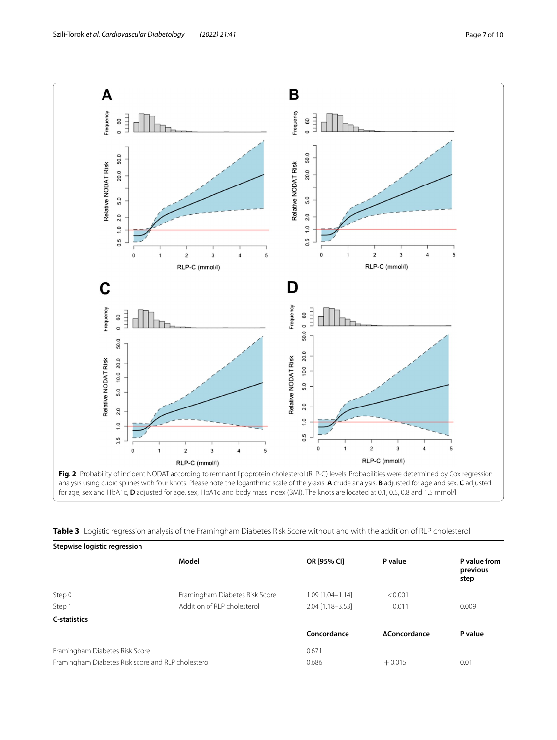**Fig. 2** Probability of incident NODAT according to remnant lipoprotein cholesterol (RLP-C) levels. Probabilities were determined by Cox regression analysis using cubic splines with four knots. Please note the logarithmic scale of the y-axis. **A** crude analysis, **B** adjusted for age and sex, **C** adjusted for age, sex and HbA1c, **D** adjusted for age, sex, HbA1c and body mass index (BMI). The knots are located at 0.1, 0.5, 0.8 and 1.5 mmol/l

**Table 3** Logistic regression analysis of the Framingham Diabetes Risk Score without and with the addition of RLP cholesterol

**Stepwise logistic regression**

| | Model | OR [95% CI] | P value | P value from previous step |
|---|---|---|---|---|
| Step 0 | Framingham Diabetes Risk Score | 1.09 [1.04–1.14] | < 0.001 | |
| Step 1 | Addition of RLP cholesterol | 2.04 [1.18–3.53] | 0.011 | 0.009 |

**C-statistics**

| | Concordance | ΔConcordance | P value |
|---|---|---|---|
| Framingham Diabetes Risk Score | 0.671 | | |
| Framingham Diabetes Risk score and RLP cholesterol | 0.686 | + 0.015 | 0.01 |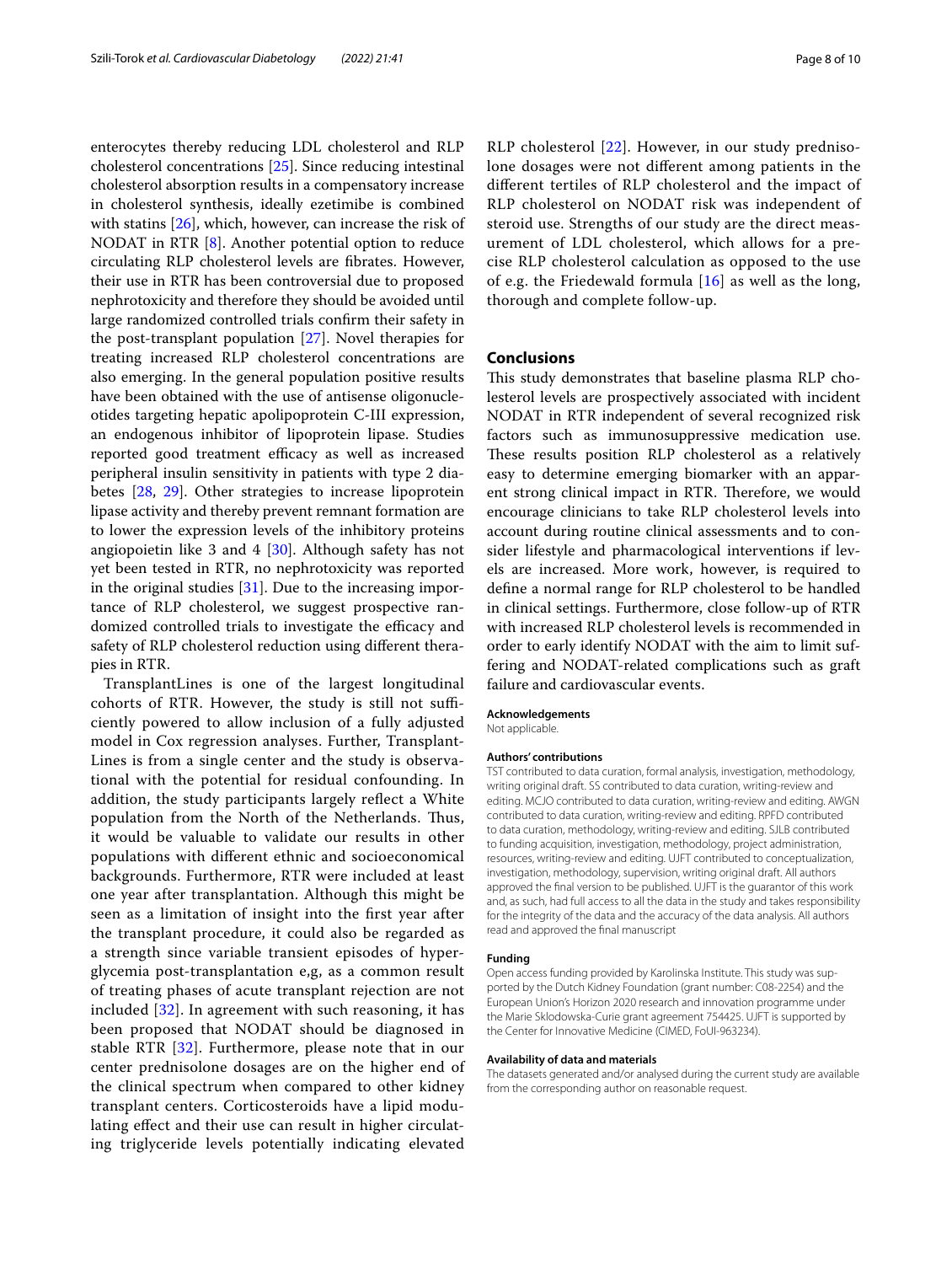enterocytes thereby reducing LDL cholesterol and RLP cholesterol concentrations [25]. Since reducing intestinal cholesterol absorption results in a compensatory increase in cholesterol synthesis, ideally ezetimibe is combined with statins [26], which, however, can increase the risk of NODAT in RTR [8]. Another potential option to reduce circulating RLP cholesterol levels are fibrates. However, their use in RTR has been controversial due to proposed nephrotoxicity and therefore they should be avoided until large randomized controlled trials confirm their safety in the post-transplant population [27]. Novel therapies for treating increased RLP cholesterol concentrations are also emerging. In the general population positive results have been obtained with the use of antisense oligonucleotides targeting hepatic apolipoprotein C-III expression, an endogenous inhibitor of lipoprotein lipase. Studies reported good treatment efficacy as well as increased peripheral insulin sensitivity in patients with type 2 diabetes [28, 29]. Other strategies to increase lipoprotein lipase activity and thereby prevent remnant formation are to lower the expression levels of the inhibitory proteins angiopoietin like 3 and 4 [30]. Although safety has not yet been tested in RTR, no nephrotoxicity was reported in the original studies [31]. Due to the increasing importance of RLP cholesterol, we suggest prospective randomized controlled trials to investigate the efficacy and safety of RLP cholesterol reduction using different therapies in RTR.

TransplantLines is one of the largest longitudinal cohorts of RTR. However, the study is still not sufficiently powered to allow inclusion of a fully adjusted model in Cox regression analyses. Further, TransplantLines is from a single center and the study is observational with the potential for residual confounding. In addition, the study participants largely reflect a White population from the North of the Netherlands. Thus, it would be valuable to validate our results in other populations with different ethnic and socioeconomical backgrounds. Furthermore, RTR were included at least one year after transplantation. Although this might be seen as a limitation of insight into the first year after the transplant procedure, it could also be regarded as a strength since variable transient episodes of hyperglycemia post-transplantation e,g, as a common result of treating phases of acute transplant rejection are not included [32]. In agreement with such reasoning, it has been proposed that NODAT should be diagnosed in stable RTR [32]. Furthermore, please note that in our center prednisolone dosages are on the higher end of the clinical spectrum when compared to other kidney transplant centers. Corticosteroids have a lipid modulating effect and their use can result in higher circulating triglyceride levels potentially indicating elevated RLP cholesterol [22]. However, in our study prednisolone dosages were not different among patients in the different tertiles of RLP cholesterol and the impact of RLP cholesterol on NODAT risk was independent of steroid use. Strengths of our study are the direct measurement of LDL cholesterol, which allows for a precise RLP cholesterol calculation as opposed to the use of e.g. the Friedewald formula [16] as well as the long, thorough and complete follow-up.

## Conclusions

This study demonstrates that baseline plasma RLP cholesterol levels are prospectively associated with incident NODAT in RTR independent of several recognized risk factors such as immunosuppressive medication use. These results position RLP cholesterol as a relatively easy to determine emerging biomarker with an apparent strong clinical impact in RTR. Therefore, we would encourage clinicians to take RLP cholesterol levels into account during routine clinical assessments and to consider lifestyle and pharmacological interventions if levels are increased. More work, however, is required to define a normal range for RLP cholesterol to be handled in clinical settings. Furthermore, close follow-up of RTR with increased RLP cholesterol levels is recommended in order to early identify NODAT with the aim to limit suffering and NODAT-related complications such as graft failure and cardiovascular events.

### Acknowledgements

Not applicable.

### Authors' contributions

TST contributed to data curation, formal analysis, investigation, methodology, writing original draft. SS contributed to data curation, writing-review and editing. MCJO contributed to data curation, writing-review and editing. AWGN contributed to data curation, writing-review and editing. RPFD contributed to data curation, methodology, writing-review and editing. SJLB contributed to funding acquisition, investigation, methodology, project administration, resources, writing-review and editing. UJFT contributed to conceptualization, investigation, methodology, supervision, writing original draft. All authors approved the final version to be published. UJFT is the guarantor of this work and, as such, had full access to all the data in the study and takes responsibility for the integrity of the data and the accuracy of the data analysis. All authors read and approved the final manuscript

### Funding

Open access funding provided by Karolinska Institute. This study was supported by the Dutch Kidney Foundation (grant number: C08-2254) and the European Union's Horizon 2020 research and innovation programme under the Marie Sklodowska-Curie grant agreement 754425. UJFT is supported by the Center for Innovative Medicine (CIMED, FoUI-963234).

### Availability of data and materials

The datasets generated and/or analysed during the current study are available from the corresponding author on reasonable request.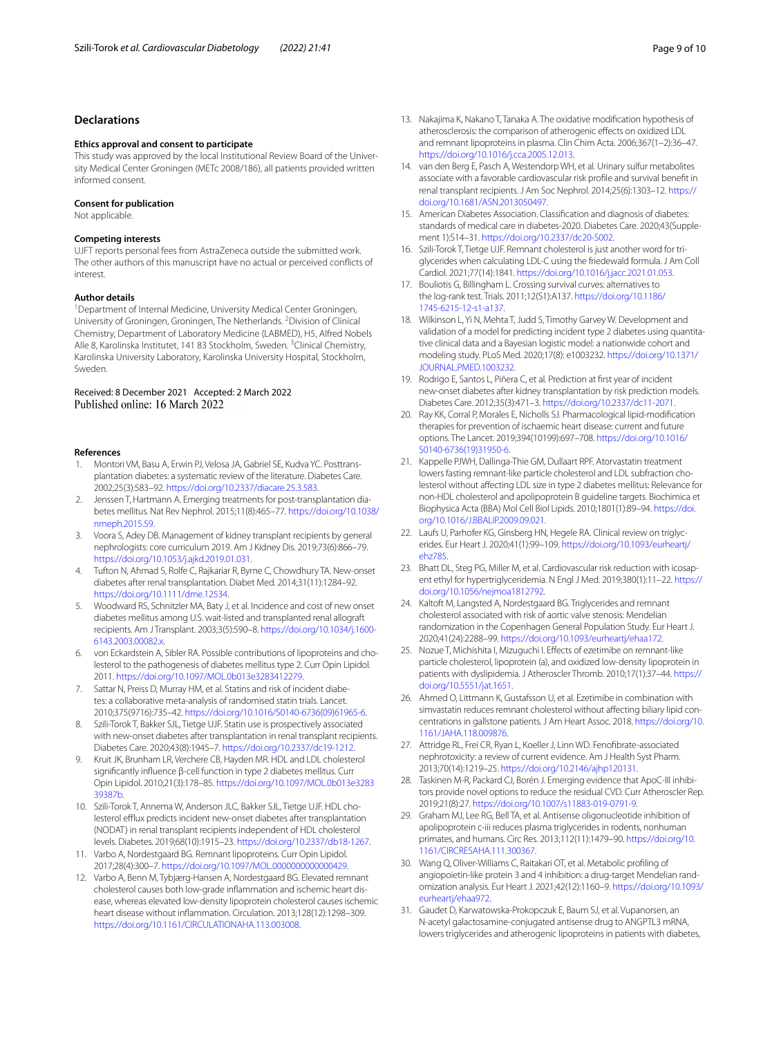## Declarations

### Ethics approval and consent to participate

This study was approved by the local Institutional Review Board of the University Medical Center Groningen (METc 2008/186), all patients provided written informed consent.

### Consent for publication

Not applicable.

### Competing interests

UJFT reports personal fees from AstraZeneca outside the submitted work. The other authors of this manuscript have no actual or perceived conflicts of interest.

### Author details

[1]Department of Internal Medicine, University Medical Center Groningen, University of Groningen, Groningen, The Netherlands. [2]Division of Clinical Chemistry, Department of Laboratory Medicine (LABMED), H5, Alfred Nobels Alle 8, Karolinska Institutet, 141 83 Stockholm, Sweden. [3]Clinical Chemistry, Karolinska University Laboratory, Karolinska University Hospital, Stockholm, Sweden.

Received: 8 December 2021 Accepted: 2 March 2022
Published online: 16 March 2022

## References

1. Montori VM, Basu A, Erwin PJ, Velosa JA, Gabriel SE, Kudva YC. Posttransplantation diabetes: a systematic review of the literature. Diabetes Care. 2002;25(3):583–92. https://doi.org/10.2337/diacare.25.3.583.
2. Jenssen T, Hartmann A. Emerging treatments for post-transplantation diabetes mellitus. Nat Rev Nephrol. 2015;11(8):465–77. https://doi.org/10.1038/nrneph.2015.59.
3. Voora S, Adey DB. Management of kidney transplant recipients by general nephrologists: core curriculum 2019. Am J Kidney Dis. 2019;73(6):866–79. https://doi.org/10.1053/j.ajkd.2019.01.031.
4. Tufton N, Ahmad S, Rolfe C, Rajkariar R, Byrne C, Chowdhury TA. New-onset diabetes after renal transplantation. Diabet Med. 2014;31(11):1284–92. https://doi.org/10.1111/dme.12534.
5. Woodward RS, Schnitzler MA, Baty J, et al. Incidence and cost of new onset diabetes mellitus among U.S. wait-listed and transplanted renal allograft recipients. Am J Transplant. 2003;3(5):590–8. https://doi.org/10.1034/j.1600-6143.2003.00082.x.
6. von Eckardstein A, Sibler RA. Possible contributions of lipoproteins and cholesterol to the pathogenesis of diabetes mellitus type 2. Curr Opin Lipidol. 2011. https://doi.org/10.1097/MOL.0b013e3283412279.
7. Sattar N, Preiss D, Murray HM, et al. Statins and risk of incident diabetes: a collaborative meta-analysis of randomised statin trials. Lancet. 2010;375(9716):735–42. https://doi.org/10.1016/S0140-6736(09)61965-6.
8. Szili-Torok T, Bakker SJL, Tietge UJF. Statin use is prospectively associated with new-onset diabetes after transplantation in renal transplant recipients. Diabetes Care. 2020;43(8):1945–7. https://doi.org/10.2337/dc19-1212.
9. Kruit JK, Brunham LR, Verchere CB, Hayden MR. HDL and LDL cholesterol significantly influence β-cell function in type 2 diabetes mellitus. Curr Opin Lipidol. 2010;21(3):178–85. https://doi.org/10.1097/MOL.0b013e328339387b.
10. Szili-Torok T, Annema W, Anderson JLC, Bakker SJL, Tietge UJF. HDL cholesterol efflux predicts incident new-onset diabetes after transplantation (NODAT) in renal transplant recipients independent of HDL cholesterol levels. Diabetes. 2019;68(10):1915–23. https://doi.org/10.2337/db18-1267.
11. Varbo A, Nordestgaard BG. Remnant lipoproteins. Curr Opin Lipidol. 2017;28(4):300–7. https://doi.org/10.1097/MOL.0000000000000429.
12. Varbo A, Benn M, Tybjærg-Hansen A, Nordestgaard BG. Elevated remnant cholesterol causes both low-grade inflammation and ischemic heart disease, whereas elevated low-density lipoprotein cholesterol causes ischemic heart disease without inflammation. Circulation. 2013;128(12):1298–309. https://doi.org/10.1161/CIRCULATIONAHA.113.003008.
13. Nakajima K, Nakano T, Tanaka A. The oxidative modification hypothesis of atherosclerosis: the comparison of atherogenic effects on oxidized LDL and remnant lipoproteins in plasma. Clin Chim Acta. 2006;367(1–2):36–47. https://doi.org/10.1016/j.cca.2005.12.013.
14. van den Berg E, Pasch A, Westendorp WH, et al. Urinary sulfur metabolites associate with a favorable cardiovascular risk profile and survival benefit in renal transplant recipients. J Am Soc Nephrol. 2014;25(6):1303–12. https://doi.org/10.1681/ASN.2013050497.
15. American Diabetes Association. Classification and diagnosis of diabetes: standards of medical care in diabetes-2020. Diabetes Care. 2020;43(Supplement 1):S14–31. https://doi.org/10.2337/dc20-S002.
16. Szili-Torok T, Tietge UJF. Remnant cholesterol is just another word for triglycerides when calculating LDL-C using the friedewald formula. J Am Coll Cardiol. 2021;77(14):1841. https://doi.org/10.1016/j.jacc.2021.01.053.
17. Bouliotis G, Billingham L. Crossing survival curves: alternatives to the log-rank test. Trials. 2011;12(S1):A137. https://doi.org/10.1186/1745-6215-12-s1-a137.
18. Wilkinson L, Yi N, Mehta T, Judd S, Timothy Garvey W. Development and validation of a model for predicting incident type 2 diabetes using quantitative clinical data and a Bayesian logistic model: a nationwide cohort and modeling study. PLoS Med. 2020;17(8): e1003232. https://doi.org/10.1371/JOURNAL.PMED.1003232.
19. Rodrigo E, Santos L, Piñera C, et al. Prediction at first year of incident new-onset diabetes after kidney transplantation by risk prediction models. Diabetes Care. 2012;35(3):471–3. https://doi.org/10.2337/dc11-2071.
20. Ray KK, Corral P, Morales E, Nicholls SJ. Pharmacological lipid-modification therapies for prevention of ischaemic heart disease: current and future options. The Lancet. 2019;394(10199):697–708. https://doi.org/10.1016/S0140-6736(19)31950-6.
21. Kappelle PJWH, Dallinga-Thie GM, Dullaart RPF. Atorvastatin treatment lowers fasting remnant-like particle cholesterol and LDL subfraction cholesterol without affecting LDL size in type 2 diabetes mellitus: Relevance for non-HDL cholesterol and apolipoprotein B guideline targets. Biochimica et Biophysica Acta (BBA) Mol Cell Biol Lipids. 2010;1801(1):89–94. https://doi.org/10.1016/J.BBALIP.2009.09.021.
22. Laufs U, Parhofer KG, Ginsberg HN, Hegele RA. Clinical review on triglycerides. Eur Heart J. 2020;41(1):99–109. https://doi.org/10.1093/eurheartj/ehz785.
23. Bhatt DL, Steg PG, Miller M, et al. Cardiovascular risk reduction with icosapent ethyl for hypertriglyceridemia. N Engl J Med. 2019;380(1):11–22. https://doi.org/10.1056/nejmoa1812792.
24. Kaltoft M, Langsted A, Nordestgaard BG. Triglycerides and remnant cholesterol associated with risk of aortic valve stenosis: Mendelian randomization in the Copenhagen General Population Study. Eur Heart J. 2020;41(24):2288–99. https://doi.org/10.1093/eurheartj/ehaa172.
25. Nozue T, Michishita I, Mizuguchi I. Effects of ezetimibe on remnant-like particle cholesterol, lipoprotein (a), and oxidized low-density lipoprotein in patients with dyslipidemia. J Atheroscler Thromb. 2010;17(1):37–44. https://doi.org/10.5551/jat.1651.
26. Ahmed O, Littmann K, Gustafsson U, et al. Ezetimibe in combination with simvastatin reduces remnant cholesterol without affecting biliary lipid concentrations in gallstone patients. J Am Heart Assoc. 2018. https://doi.org/10.1161/JAHA.118.009876.
27. Attridge RL, Frei CR, Ryan L, Koeller J, Linn WD. Fenofibrate-associated nephrotoxicity: a review of current evidence. Am J Health Syst Pharm. 2013;70(14):1219–25. https://doi.org/10.2146/ajhp120131.
28. Taskinen M-R, Packard CJ, Borén J. Emerging evidence that ApoC-III inhibitors provide novel options to reduce the residual CVD. Curr Atheroscler Rep. 2019;21(8):27. https://doi.org/10.1007/s11883-019-0791-9.
29. Graham MJ, Lee RG, Bell TA, et al. Antisense oligonucleotide inhibition of apolipoprotein c-iii reduces plasma triglycerides in rodents, nonhuman primates, and humans. Circ Res. 2013;112(11):1479–90. https://doi.org/10.1161/CIRCRESAHA.111.300367.
30. Wang Q, Oliver-Williams C, Raitakari OT, et al. Metabolic profiling of angiopoietin-like protein 3 and 4 inhibition: a drug-target Mendelian randomization analysis. Eur Heart J. 2021;42(12):1160–9. https://doi.org/10.1093/eurheartj/ehaa972.
31. Gaudet D, Karwatowska-Prokopczuk E, Baum SJ, et al. Vupanorsen, an N-acetyl galactosamine-conjugated antisense drug to ANGPTL3 mRNA, lowers triglycerides and atherogenic lipoproteins in patients with diabetes,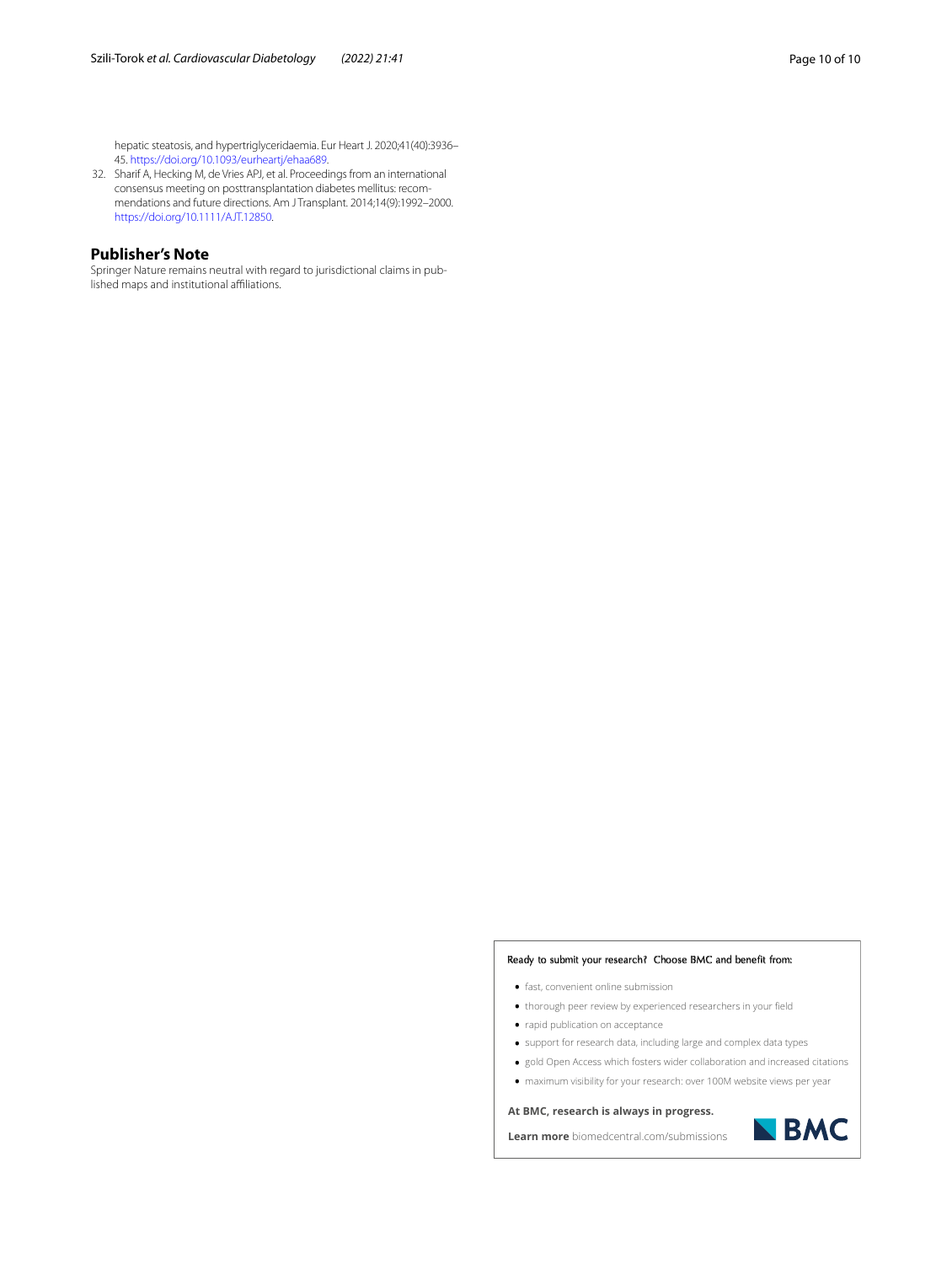hepatic steatosis, and hypertriglyceridaemia. Eur Heart J. 2020;41(40):3936–45. https://doi.org/10.1093/eurheartj/ehaa689.

32. Sharif A, Hecking M, de Vries APJ, et al. Proceedings from an international consensus meeting on posttransplantation diabetes mellitus: recommendations and future directions. Am J Transplant. 2014;14(9):1992–2000. https://doi.org/10.1111/AJT.12850.

## Publisher's Note

Springer Nature remains neutral with regard to jurisdictional claims in published maps and institutional affiliations.

Ready to submit your research? Choose BMC and benefit from:

- fast, convenient online submission
- thorough peer review by experienced researchers in your field
- rapid publication on acceptance
- support for research data, including large and complex data types
- gold Open Access which fosters wider collaboration and increased citations
- maximum visibility for your research: over 100M website views per year

**At BMC, research is always in progress.**

**Learn more** biomedcentral.com/submissions

BMC